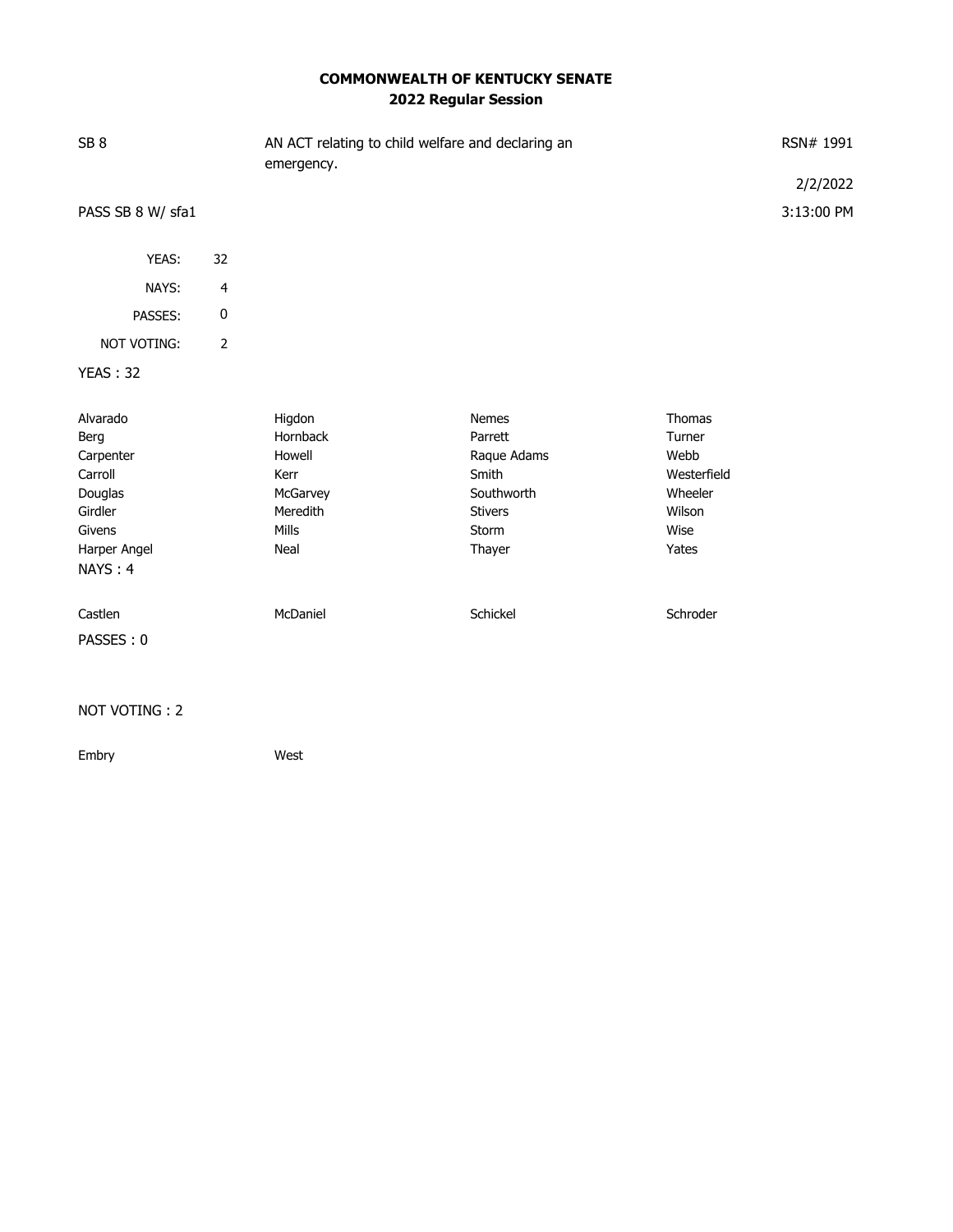**COMMONWEALTH OF KENTUCKY SENATE**
**2022 Regular Session**

SB 8 — AN ACT relating to child welfare and declaring an emergency. — RSN# 1991

2/2/2022

PASS SB 8 W/ sfa1 — 3:13:00 PM

| | |
|---|---|
| YEAS: | 32 |
| NAYS: | 4 |
| PASSES: | 0 |
| NOT VOTING: | 2 |

YEAS : 32

| | | | |
|---|---|---|---|
| Alvarado | Higdon | Nemes | Thomas |
| Berg | Hornback | Parrett | Turner |
| Carpenter | Howell | Raque Adams | Webb |
| Carroll | Kerr | Smith | Westerfield |
| Douglas | McGarvey | Southworth | Wheeler |
| Girdler | Meredith | Stivers | Wilson |
| Givens | Mills | Storm | Wise |
| Harper Angel | Neal | Thayer | Yates |

NAYS : 4

| | | | |
|---|---|---|---|
| Castlen | McDaniel | Schickel | Schroder |

PASSES : 0

NOT VOTING : 2

| | |
|---|---|
| Embry | West |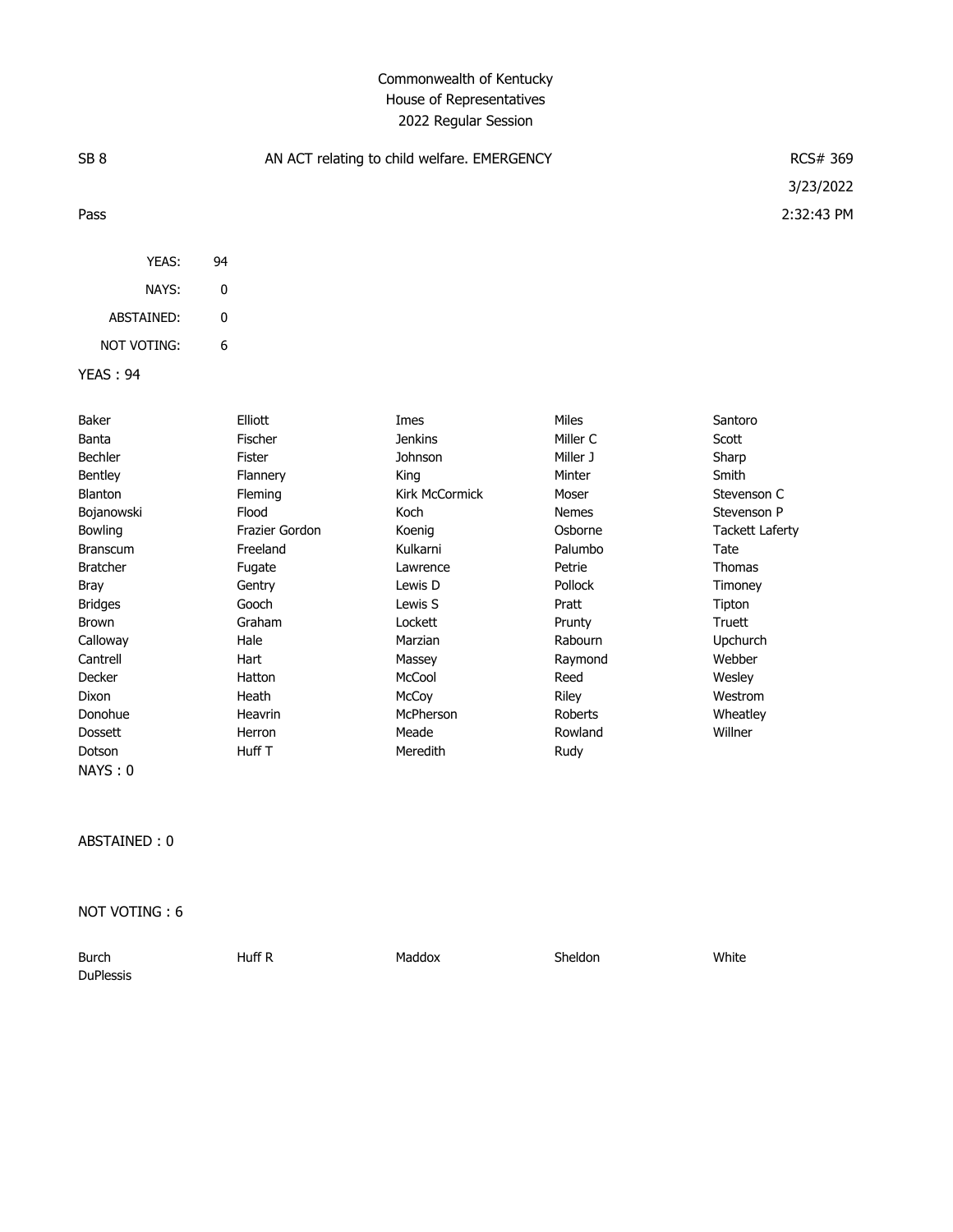Commonwealth of Kentucky
House of Representatives
2022 Regular Session

SB 8 — AN ACT relating to child welfare. EMERGENCY — RCS# 369

3/23/2022

Pass — 2:32:43 PM

| | |
|---|---|
| YEAS: | 94 |
| NAYS: | 0 |
| ABSTAINED: | 0 |
| NOT VOTING: | 6 |

YEAS : 94

| | | | | |
|---|---|---|---|---|
| Baker | Elliott | Imes | Miles | Santoro |
| Banta | Fischer | Jenkins | Miller C | Scott |
| Bechler | Fister | Johnson | Miller J | Sharp |
| Bentley | Flannery | King | Minter | Smith |
| Blanton | Fleming | Kirk McCormick | Moser | Stevenson C |
| Bojanowski | Flood | Koch | Nemes | Stevenson P |
| Bowling | Frazier Gordon | Koenig | Osborne | Tackett Laferty |
| Branscum | Freeland | Kulkarni | Palumbo | Tate |
| Bratcher | Fugate | Lawrence | Petrie | Thomas |
| Bray | Gentry | Lewis D | Pollock | Timoney |
| Bridges | Gooch | Lewis S | Pratt | Tipton |
| Brown | Graham | Lockett | Prunty | Truett |
| Calloway | Hale | Marzian | Rabourn | Upchurch |
| Cantrell | Hart | Massey | Raymond | Webber |
| Decker | Hatton | McCool | Reed | Wesley |
| Dixon | Heath | McCoy | Riley | Westrom |
| Donohue | Heavrin | McPherson | Roberts | Wheatley |
| Dossett | Herron | Meade | Rowland | Willner |
| Dotson | Huff T | Meredith | Rudy | |

NAYS : 0

ABSTAINED : 0

NOT VOTING : 6

| | | | | |
|---|---|---|---|---|
| Burch | Huff R | Maddox | Sheldon | White |
| DuPlessis | | | | |